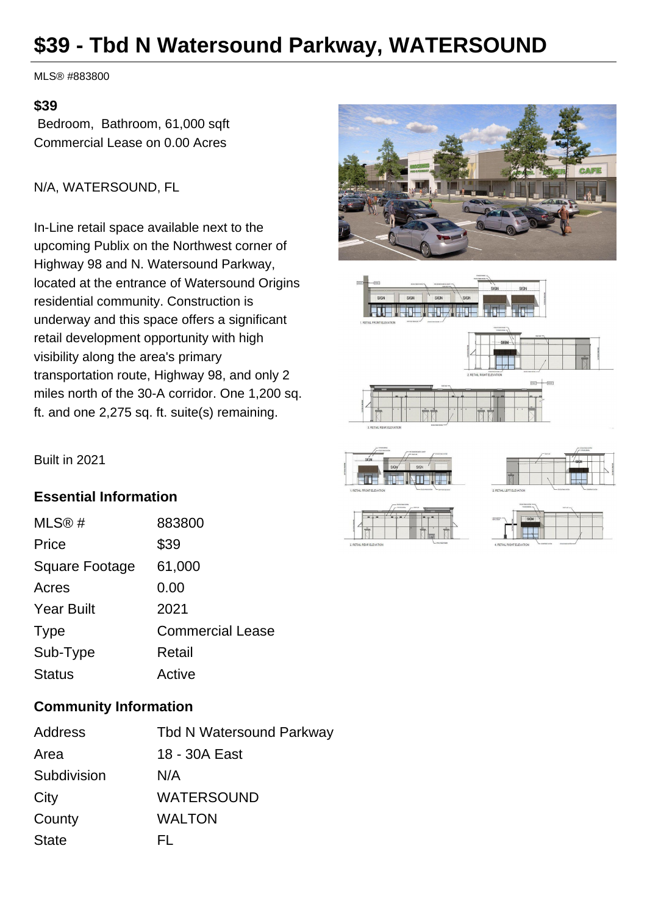# $39 - Tbd N Watersound Parkway, WATERSOUND

MLS® #883800

**$39**

Bedroom, Bathroom, 61,000 sqft

Commercial Lease on 0.00 Acres

N/A, WATERSOUND, FL

In-Line retail space available next to the upcoming Publix on the Northwest corner of Highway 98 and N. Watersound Parkway, located at the entrance of Watersound Origins residential community. Construction is underway and this space offers a significant retail development opportunity with high visibility along the area's primary transportation route, Highway 98, and only 2 miles north of the 30-A corridor. One 1,200 sq. ft. and one 2,275 sq. ft. suite(s) remaining.

Built in 2021

## Essential Information

| | |
|---|---|
| MLS® # | 883800 |
| Price | $39 |
| Square Footage | 61,000 |
| Acres | 0.00 |
| Year Built | 2021 |
| Type | Commercial Lease |
| Sub-Type | Retail |
| Status | Active |

## Community Information

| | |
|---|---|
| Address | Tbd N Watersound Parkway |
| Area | 18 - 30A East |
| Subdivision | N/A |
| City | WATERSOUND |
| County | WALTON |
| State | FL |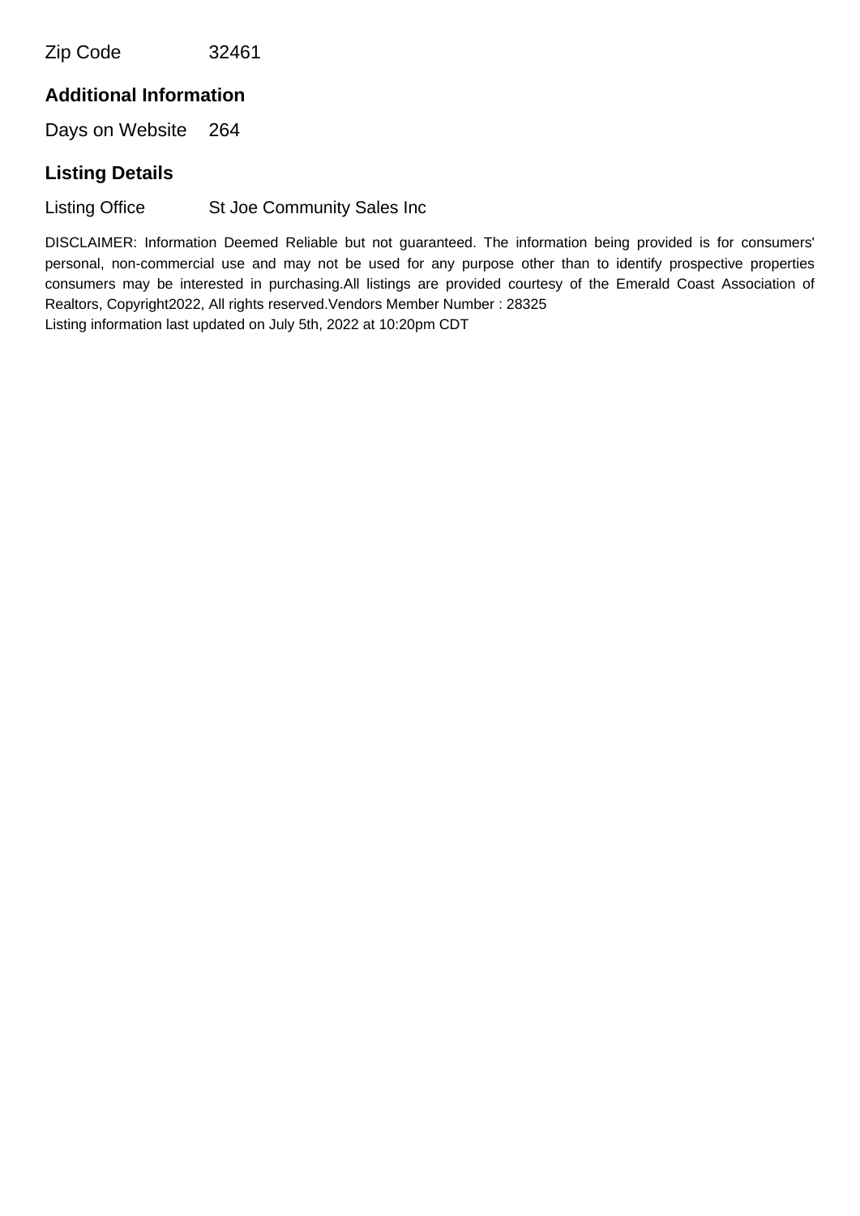| | |
|---|---|
| Zip Code | 32461 |

## Additional Information

| | |
|---|---|
| Days on Website | 264 |

## Listing Details

| | |
|---|---|
| Listing Office | St Joe Community Sales Inc |

DISCLAIMER: Information Deemed Reliable but not guaranteed. The information being provided is for consumers' personal, non-commercial use and may not be used for any purpose other than to identify prospective properties consumers may be interested in purchasing.All listings are provided courtesy of the Emerald Coast Association of Realtors, Copyright2022, All rights reserved.Vendors Member Number : 28325
Listing information last updated on July 5th, 2022 at 10:20pm CDT